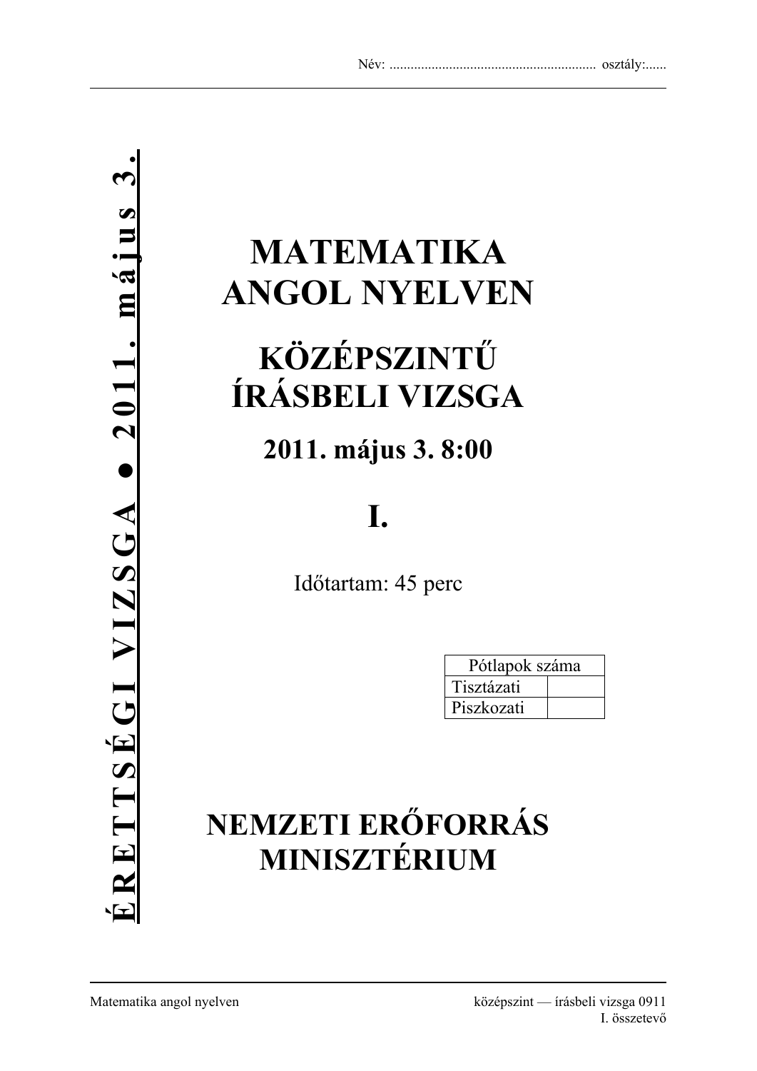Név: ........................................................... osztály:......

**É R E T T S É G I V I Z S G A ● 2 0 1 1. m á j u s 3.**

# MATEMATIKA ANGOL NYELVEN

## KÖZÉPSZINTŰ ÍRÁSBELI VIZSGA

### 2011. május 3. 8:00

## I.

Időtartam: 45 perc

| Pótlapok száma | |
|---|---|
| Tisztázati | |
| Piszkozati | |

# NEMZETI ERŐFORRÁS MINISZTÉRIUM

Matematika angol nyelven — középszint — írásbeli vizsga 0911, I. összetevő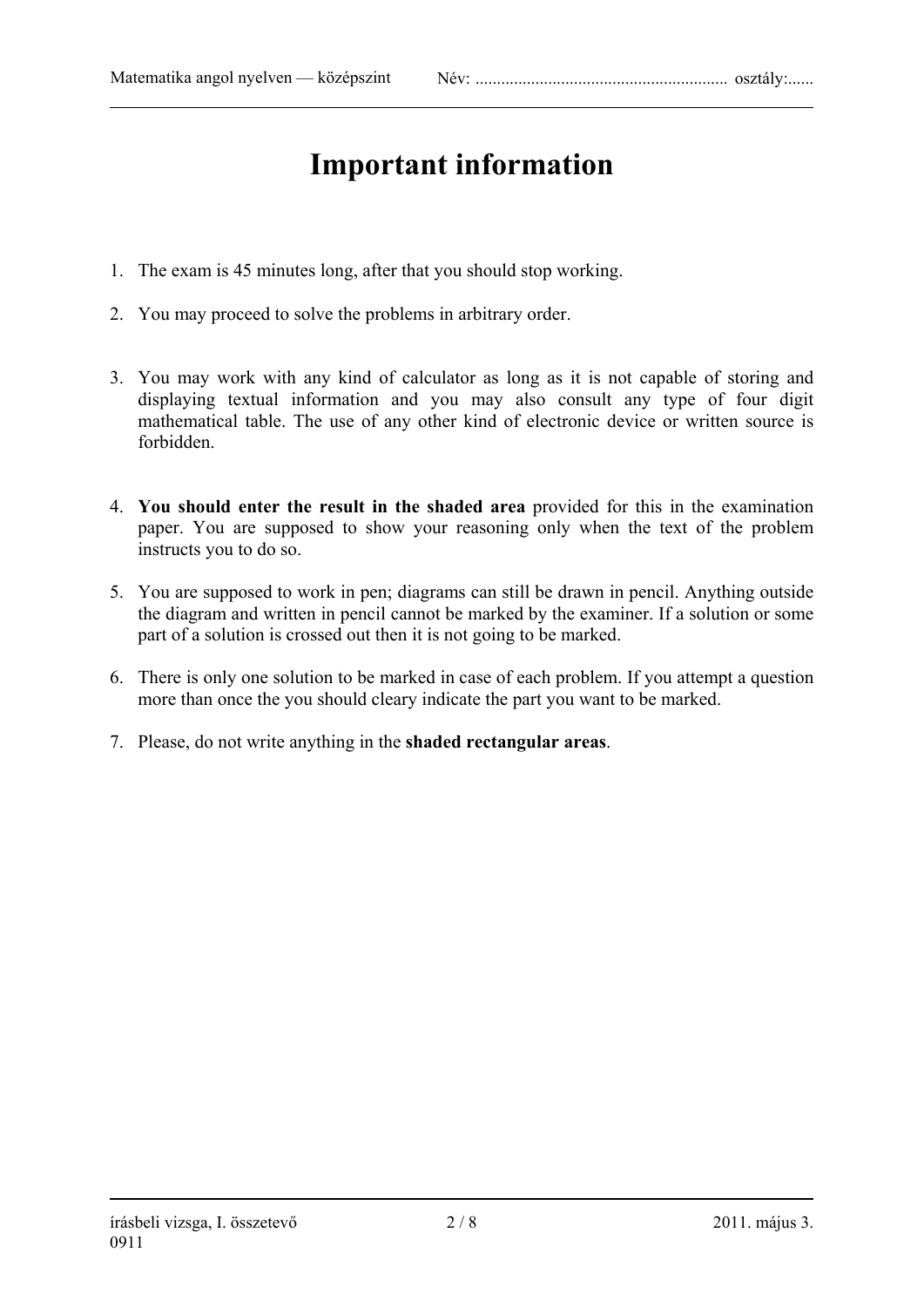# Important information

1. The exam is 45 minutes long, after that you should stop working.

2. You may proceed to solve the problems in arbitrary order.

3. You may work with any kind of calculator as long as it is not capable of storing and displaying textual information and you may also consult any type of four digit mathematical table. The use of any other kind of electronic device or written source is forbidden.

4. **You should enter the result in the shaded area** provided for this in the examination paper. You are supposed to show your reasoning only when the text of the problem instructs you to do so.

5. You are supposed to work in pen; diagrams can still be drawn in pencil. Anything outside the diagram and written in pencil cannot be marked by the examiner. If a solution or some part of a solution is crossed out then it is not going to be marked.

6. There is only one solution to be marked in case of each problem. If you attempt a question more than once the you should cleary indicate the part you want to be marked.

7. Please, do not write anything in the **shaded rectangular areas**.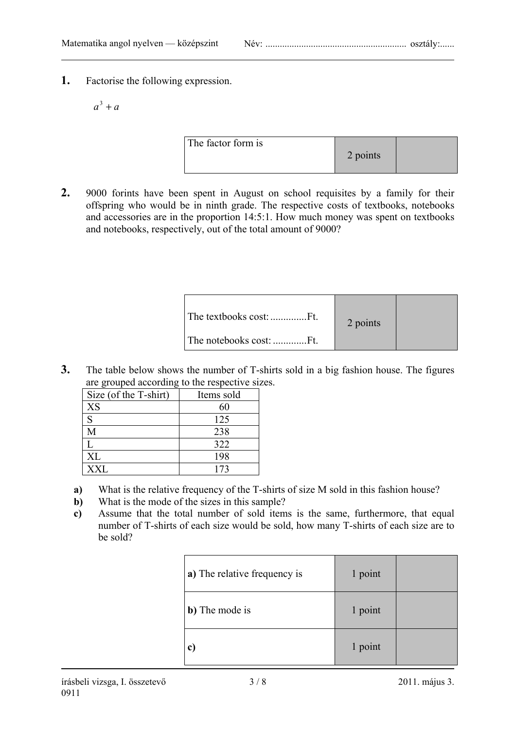**1.** Factorise the following expression.

$a^3 + a$

| The factor form is | 2 points | |
|---|---|---|

**2.** 9000 forints have been spent in August on school requisites by a family for their offspring who would be in ninth grade. The respective costs of textbooks, notebooks and accessories are in the proportion 14:5:1. How much money was spent on textbooks and notebooks, respectively, out of the total amount of 9000?

| The textbooks cost: ..............Ft.<br><br>The notebooks cost: .............Ft. | 2 points | |
|---|---|---|

**3.** The table below shows the number of T-shirts sold in a big fashion house. The figures are grouped according to the respective sizes.

| Size (of the T-shirt) | Items sold |
|---|---|
| XS | 60 |
| S | 125 |
| M | 238 |
| L | 322 |
| XL | 198 |
| XXL | 173 |

**a)** What is the relative frequency of the T-shirts of size M sold in this fashion house?

**b)** What is the mode of the sizes in this sample?

**c)** Assume that the total number of sold items is the same, furthermore, that equal number of T-shirts of each size would be sold, how many T-shirts of each size are to be sold?

| | | |
|---|---|---|
| **a)** The relative frequency is | 1 point | |
| **b)** The mode is | 1 point | |
| **c)** | 1 point | |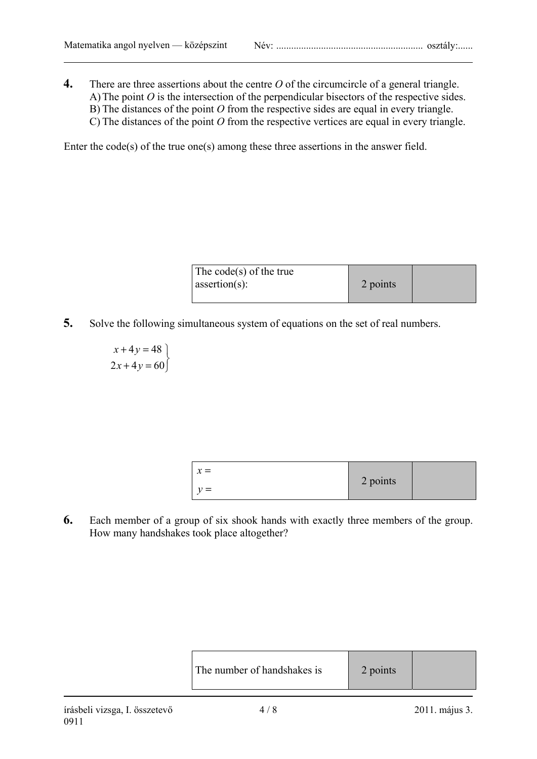**4.** There are three assertions about the centre $O$ of the circumcircle of a general triangle.

A) The point $O$ is the intersection of the perpendicular bisectors of the respective sides.

B) The distances of the point $O$ from the respective sides are equal in every triangle.

C) The distances of the point $O$ from the respective vertices are equal in every triangle.

Enter the code(s) of the true one(s) among these three assertions in the answer field.

| The code(s) of the true assertion(s): | 2 points | |
|---|---|---|

**5.** Solve the following simultaneous system of equations on the set of real numbers.

$$\left.\begin{aligned} x + 4y &= 48 \\ 2x + 4y &= 60 \end{aligned}\right\}$$

| $x =$ <br> $y =$ | 2 points | |
|---|---|---|

**6.** Each member of a group of six shook hands with exactly three members of the group. How many handshakes took place altogether?

| The number of handshakes is | 2 points | |
|---|---|---|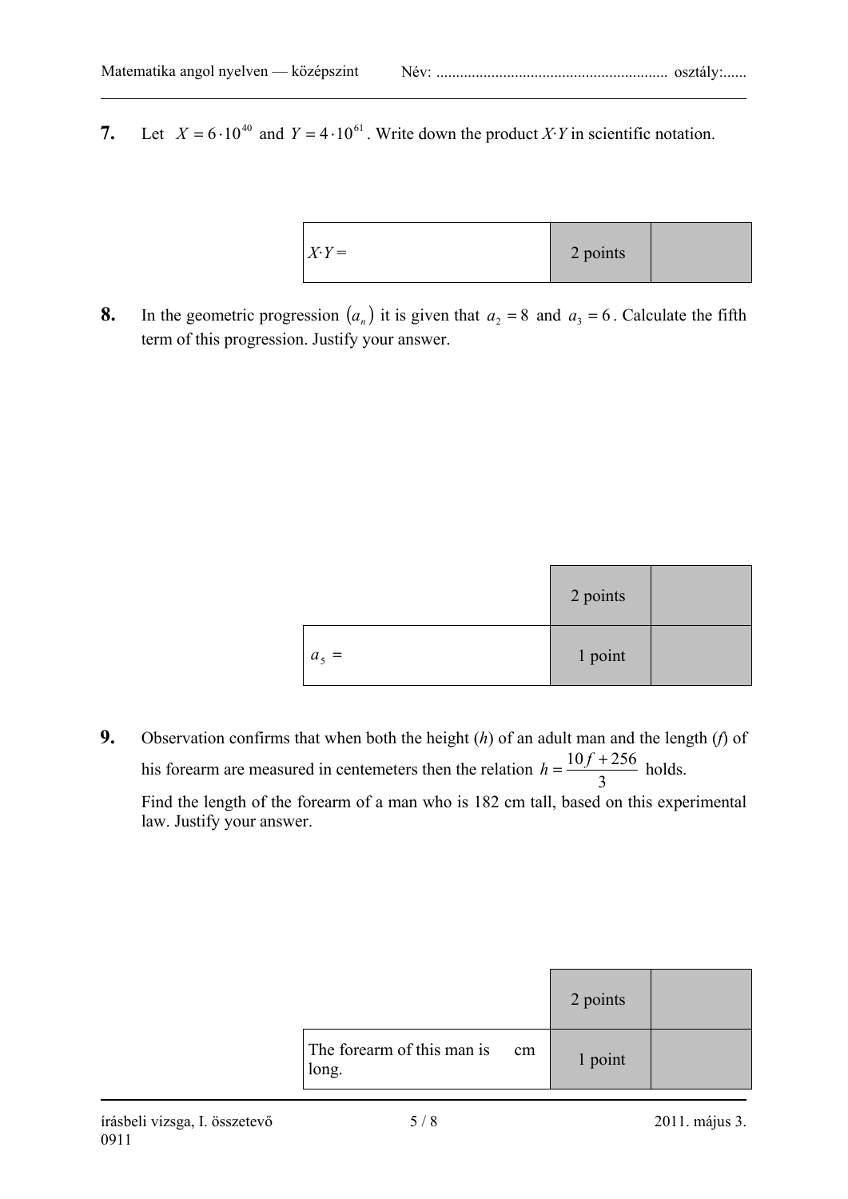**7.** Let $X = 6 \cdot 10^{40}$ and $Y = 4 \cdot 10^{61}$. Write down the product $X \cdot Y$ in scientific notation.

| $X \cdot Y =$ | 2 points | |
|---|---|---|

**8.** In the geometric progression $(a_n)$ it is given that $a_2 = 8$ and $a_3 = 6$. Calculate the fifth term of this progression. Justify your answer.

| | 2 points | |
|---|---|---|
| $a_5 =$ | 1 point | |

**9.** Observation confirms that when both the height ($h$) of an adult man and the length ($f$) of his forearm are measured in centemeters then the relation $h = \frac{10f + 256}{3}$ holds.

Find the length of the forearm of a man who is 182 cm tall, based on this experimental law. Justify your answer.

| | 2 points | |
|---|---|---|
| The forearm of this man is cm long. | 1 point | |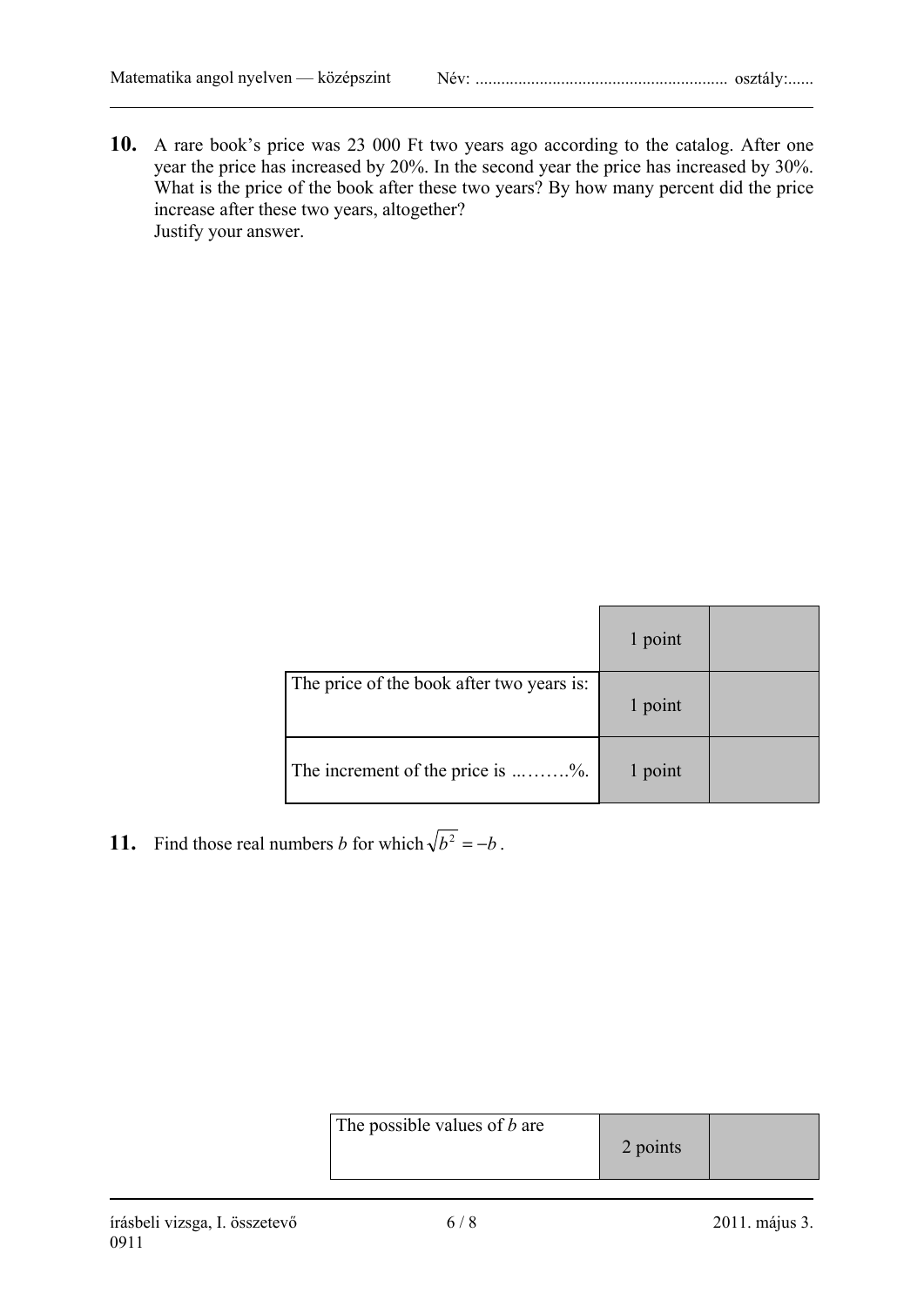**10.** A rare book's price was 23 000 Ft two years ago according to the catalog. After one year the price has increased by 20%. In the second year the price has increased by 30%. What is the price of the book after these two years? By how many percent did the price increase after these two years, altogether?
Justify your answer.

| | | |
|---|---|---|
| | 1 point | |
| The price of the book after two years is: | 1 point | |
| The increment of the price is ...…….%. | 1 point | |

**11.** Find those real numbers $b$ for which $\sqrt{b^2} = -b$.

| | | |
|---|---|---|
| The possible values of $b$ are | 2 points | |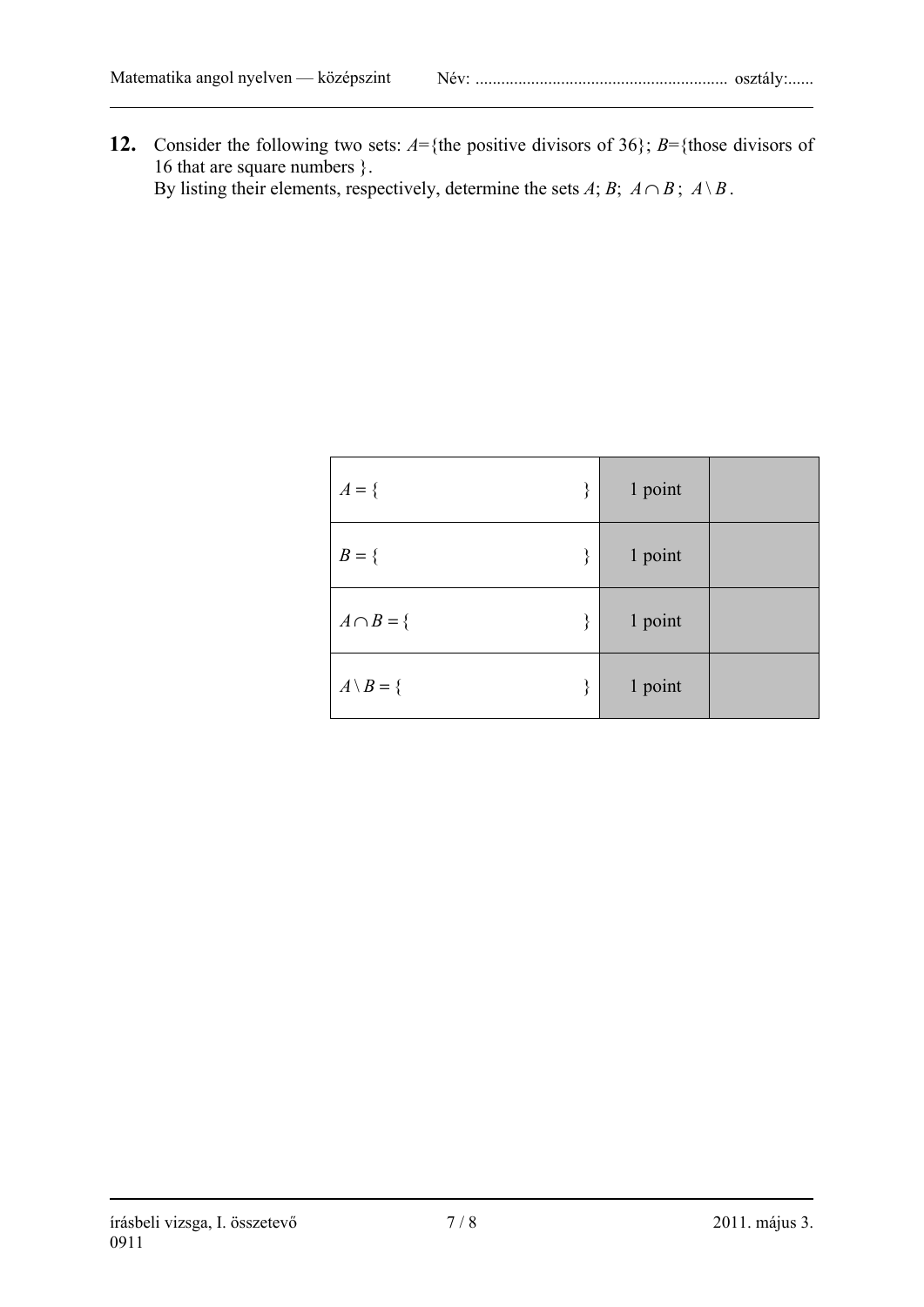**12.** Consider the following two sets: $A$={the positive divisors of 36}; $B$={those divisors of 16 that are square numbers }.
By listing their elements, respectively, determine the sets $A$; $B$; $A \cap B$; $A \setminus B$.

| | | |
|---|---|---|
| $A = \{ \quad \}$ | 1 point | |
| $B = \{ \quad \}$ | 1 point | |
| $A \cap B = \{ \quad \}$ | 1 point | |
| $A \setminus B = \{ \quad \}$ | 1 point | |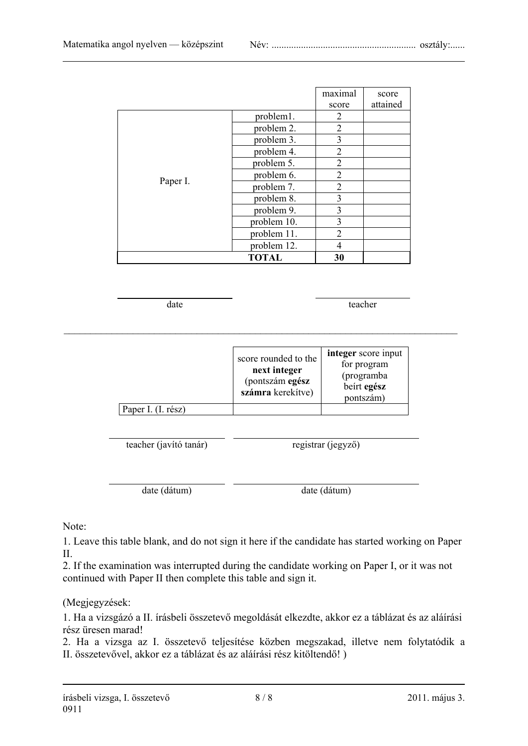| | | maximal score | score attained |
|---|---|---|---|
| Paper I. | problem1. | 2 | |
| | problem 2. | 2 | |
| | problem 3. | 3 | |
| | problem 4. | 2 | |
| | problem 5. | 2 | |
| | problem 6. | 2 | |
| | problem 7. | 2 | |
| | problem 8. | 3 | |
| | problem 9. | 3 | |
| | problem 10. | 3 | |
| | problem 11. | 2 | |
| | problem 12. | 4 | |
| **TOTAL** | | **30** | |

date ______________ teacher ______________

| | score rounded to the **next integer** (pontszám **egész számra** kerekítve) | **integer** score input for program (programba beírt **egész** pontszám) |
|---|---|---|
| Paper I. (I. rész) | | |

teacher (javító tanár) ______________ registrar (jegyző) ______________

date (dátum) ______________ date (dátum) ______________

Note:

1. Leave this table blank, and do not sign it here if the candidate has started working on Paper II.
2. If the examination was interrupted during the candidate working on Paper I, or it was not continued with Paper II then complete this table and sign it.

(Megjegyzések:

1. Ha a vizsgázó a II. írásbeli összetevő megoldását elkezdte, akkor ez a táblázat és az aláírási rész üresen marad!
2. Ha a vizsga az I. összetevő teljesítése közben megszakad, illetve nem folytatódik a II. összetevővel, akkor ez a táblázat és az aláírási rész kitöltendő! )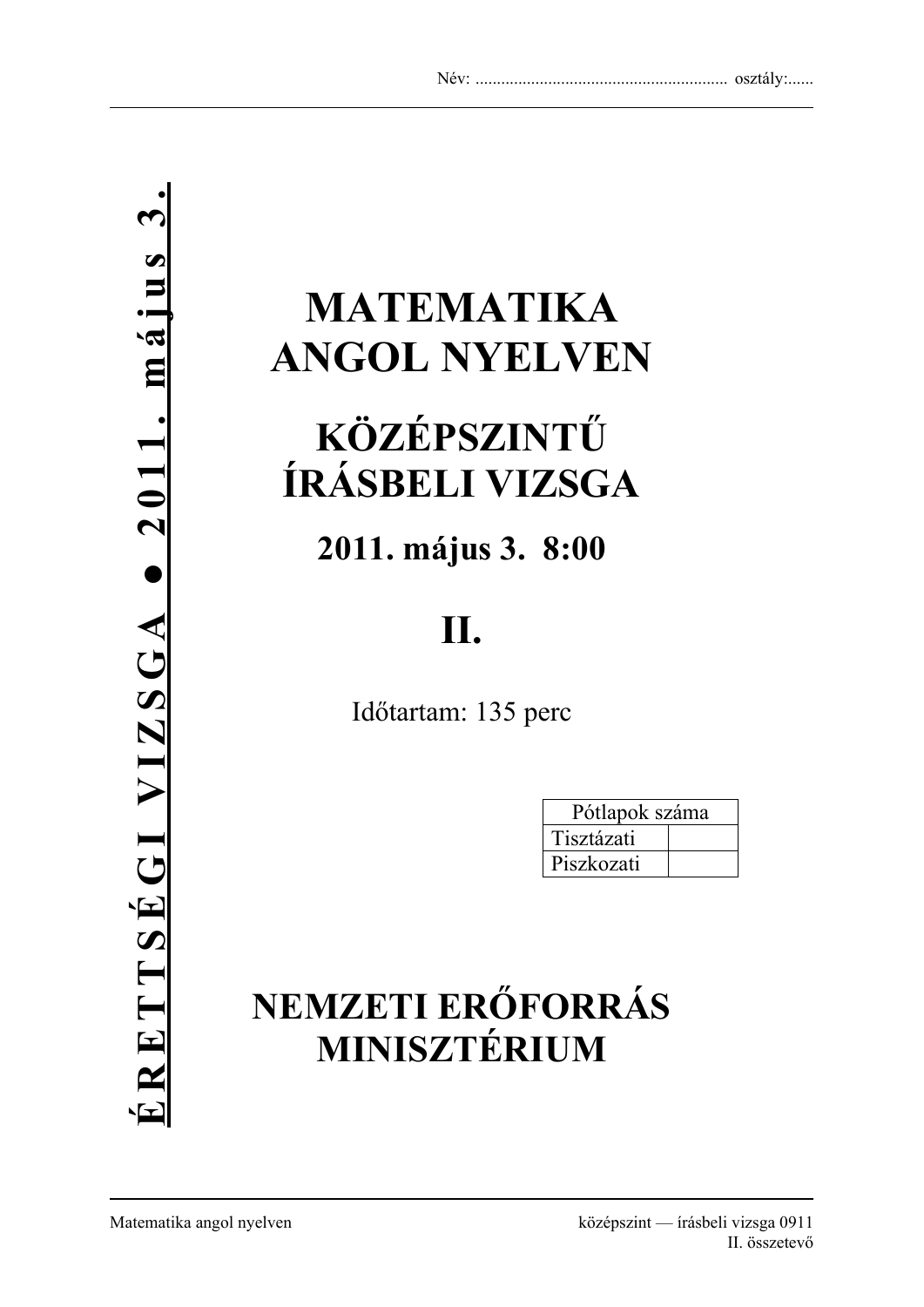Név: ........................................................ osztály:......

**ÉRETTSÉGI VIZSGA ● 2011. május 3.**

# MATEMATIKA ANGOL NYELVEN

# KÖZÉPSZINTŰ ÍRÁSBELI VIZSGA

## 2011. május 3. 8:00

# II.

Időtartam: 135 perc

| Pótlapok száma | |
|---|---|
| Tisztázati | |
| Piszkozati | |

# NEMZETI ERŐFORRÁS MINISZTÉRIUM

Matematika angol nyelven — középszint — írásbeli vizsga 0911 — II. összetevő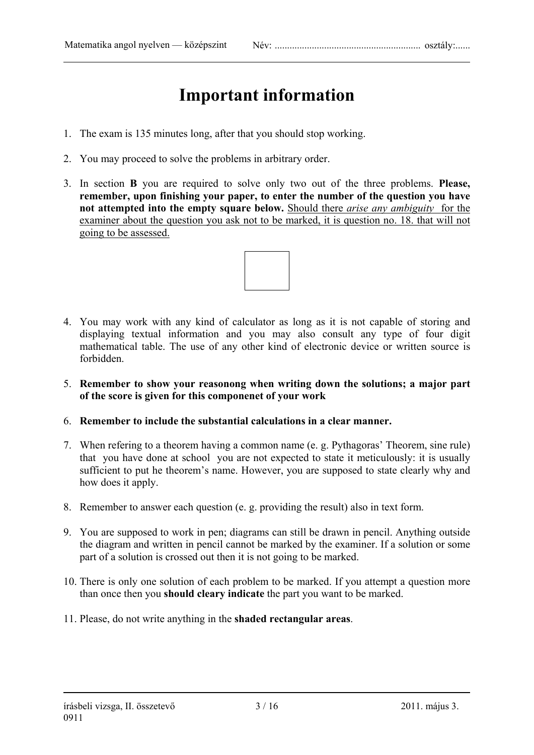# Important information

1. The exam is 135 minutes long, after that you should stop working.

2. You may proceed to solve the problems in arbitrary order.

3. In section **B** you are required to solve only two out of the three problems. **Please, remember, upon finishing your paper, to enter the number of the question you have not attempted into the empty square below.** Should there *arise any ambiguity* for the examiner about the question you ask not to be marked, it is question no. 18. that will not going to be assessed.

4. You may work with any kind of calculator as long as it is not capable of storing and displaying textual information and you may also consult any type of four digit mathematical table. The use of any other kind of electronic device or written source is forbidden.

5. **Remember to show your reasonong when writing down the solutions; a major part of the score is given for this componenet of your work**

6. **Remember to include the substantial calculations in a clear manner.**

7. When refering to a theorem having a common name (e. g. Pythagoras' Theorem, sine rule) that you have done at school you are not expected to state it meticulously: it is usually sufficient to put he theorem's name. However, you are supposed to state clearly why and how does it apply.

8. Remember to answer each question (e. g. providing the result) also in text form.

9. You are supposed to work in pen; diagrams can still be drawn in pencil. Anything outside the diagram and written in pencil cannot be marked by the examiner. If a solution or some part of a solution is crossed out then it is not going to be marked.

10. There is only one solution of each problem to be marked. If you attempt a question more than once then you **should cleary indicate** the part you want to be marked.

11. Please, do not write anything in the **shaded rectangular areas**.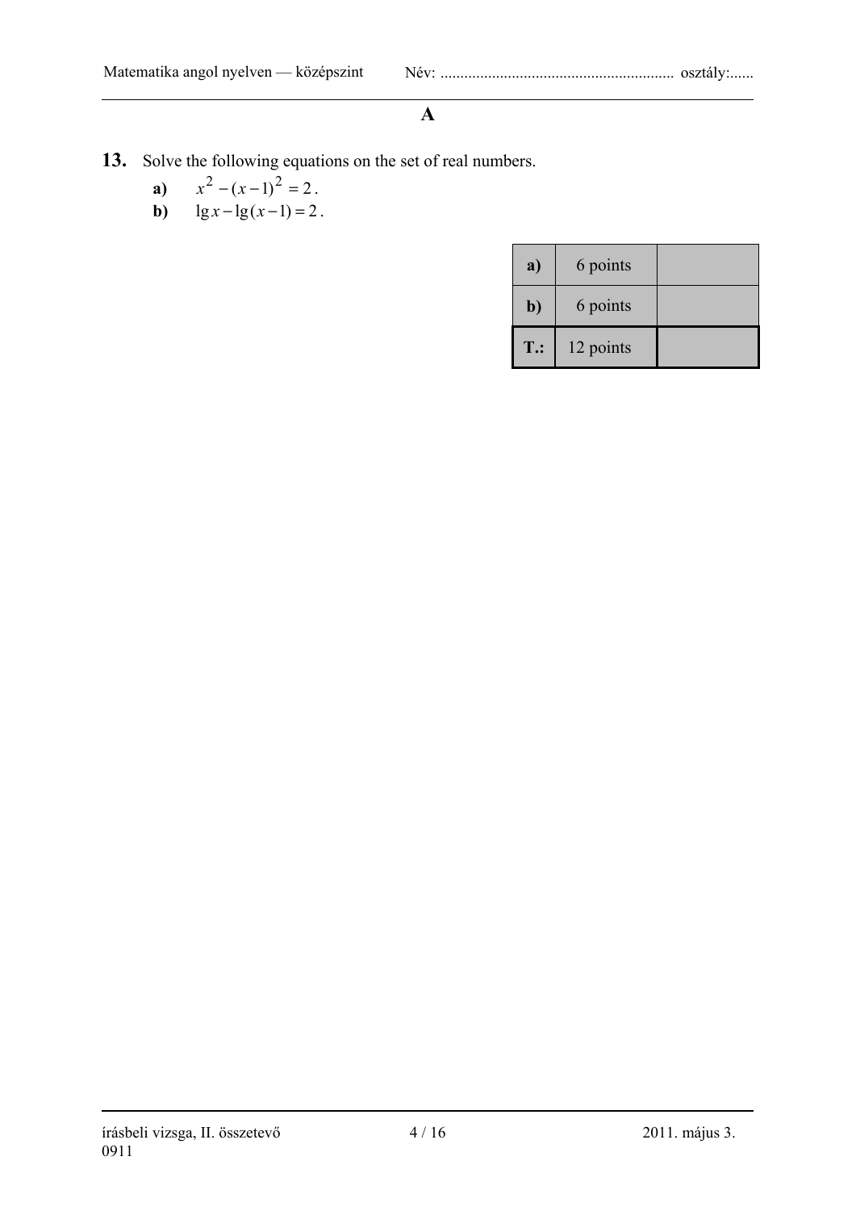**A**

**13.** Solve the following equations on the set of real numbers.

**a)** $x^2 - (x-1)^2 = 2$.

**b)** $\lg x - \lg(x-1) = 2$.

| | | |
|---|---|---|
| **a)** | 6 points | |
| **b)** | 6 points | |
| **T.:** | 12 points | |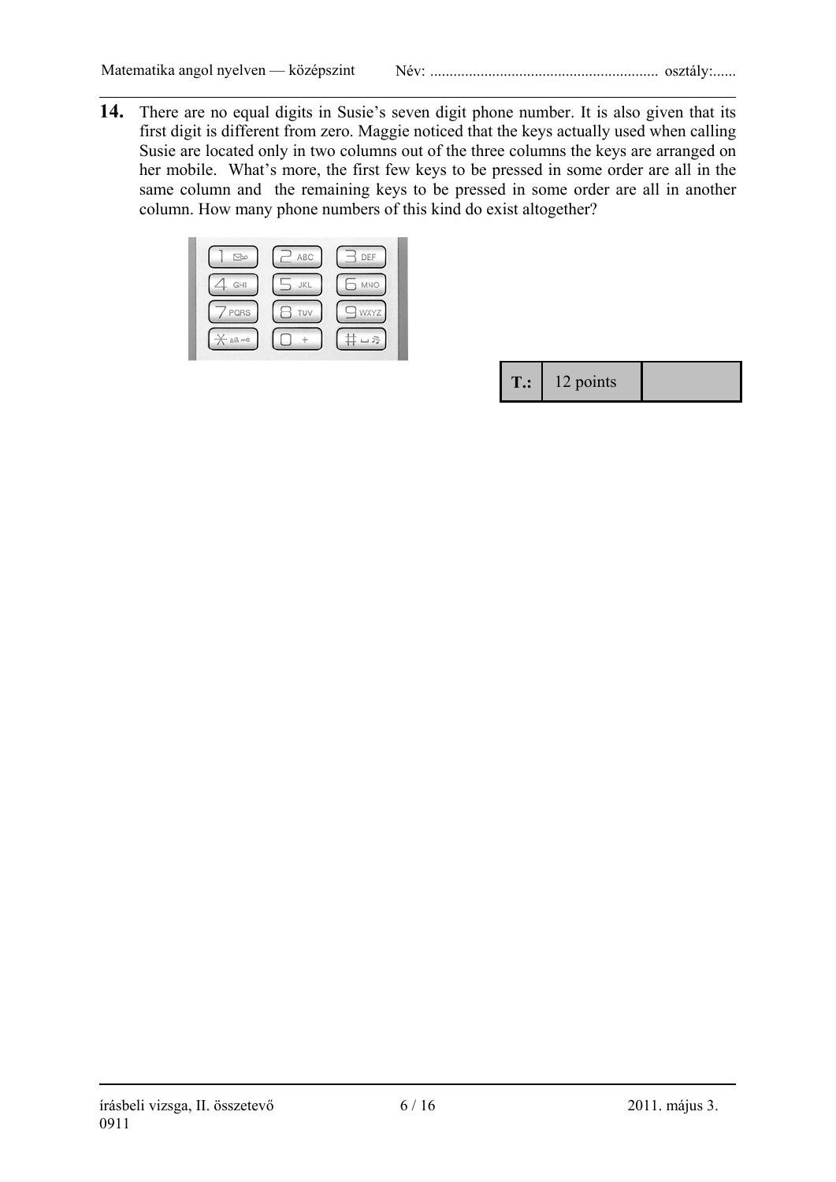**14.** There are no equal digits in Susie's seven digit phone number. It is also given that its first digit is different from zero. Maggie noticed that the keys actually used when calling Susie are located only in two columns out of the three columns the keys are arranged on her mobile. What's more, the first few keys to be pressed in some order are all in the same column and the remaining keys to be pressed in some order are all in another column. How many phone numbers of this kind do exist altogether?

| T.: | 12 points | |
|---|---|---|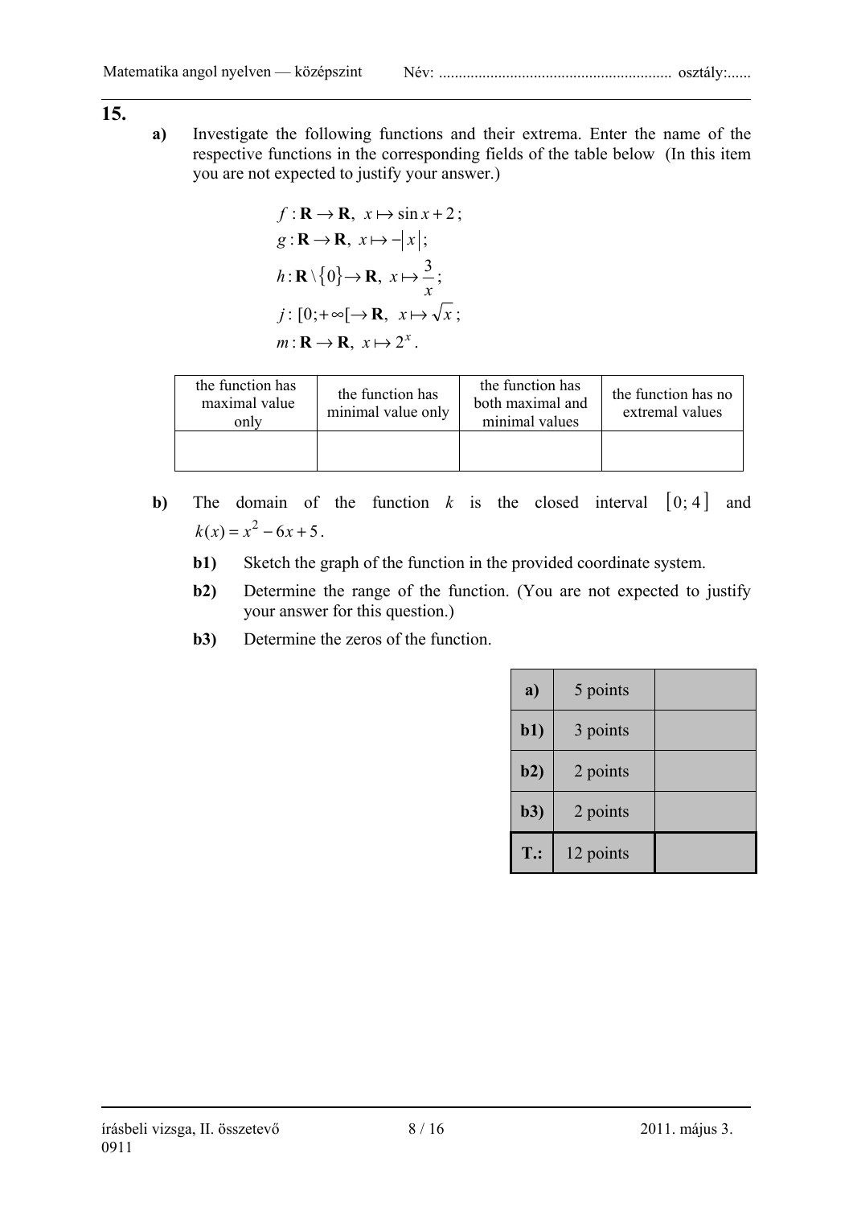**15.**

**a)** Investigate the following functions and their extrema. Enter the name of the respective functions in the corresponding fields of the table below (In this item you are not expected to justify your answer.)

$$f: \mathbf{R} \to \mathbf{R},\ x \mapsto \sin x + 2;$$
$$g: \mathbf{R} \to \mathbf{R},\ x \mapsto -|x|;$$
$$h: \mathbf{R} \setminus \{0\} \to \mathbf{R},\ x \mapsto \frac{3}{x};$$
$$j: [0;+\infty[ \to \mathbf{R},\ x \mapsto \sqrt{x};$$
$$m: \mathbf{R} \to \mathbf{R},\ x \mapsto 2^x.$$

| the function has maximal value only | the function has minimal value only | the function has both maximal and minimal values | the function has no extremal values |
|---|---|---|---|
| | | | |

**b)** The domain of the function $k$ is the closed interval $[0; 4]$ and $k(x) = x^2 - 6x + 5$.

**b1)** Sketch the graph of the function in the provided coordinate system.

**b2)** Determine the range of the function. (You are not expected to justify your answer for this question.)

**b3)** Determine the zeros of the function.

| | | |
|---|---|---|
| **a)** | 5 points | |
| **b1)** | 3 points | |
| **b2)** | 2 points | |
| **b3)** | 2 points | |
| **T.:** | 12 points | |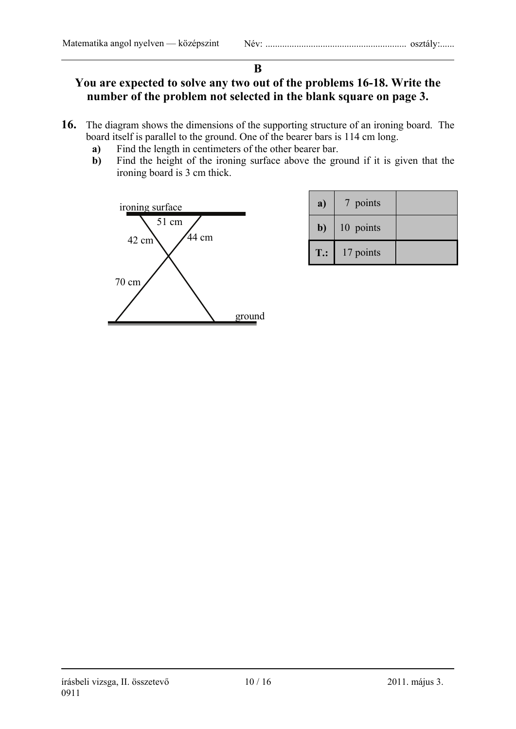## B

### You are expected to solve any two out of the problems 16-18. Write the number of the problem not selected in the blank square on page 3.

**16.** The diagram shows the dimensions of the supporting structure of an ironing board. The board itself is parallel to the ground. One of the bearer bars is 114 cm long.

**a)** Find the length in centimeters of the other bearer bar.

**b)** Find the height of the ironing surface above the ground if it is given that the ironing board is 3 cm thick.

ironing surface

51 cm

42 cm

44 cm

70 cm

ground

| a) | 7 points | |
|---|---|---|
| b) | 10 points | |
| T.: | 17 points | |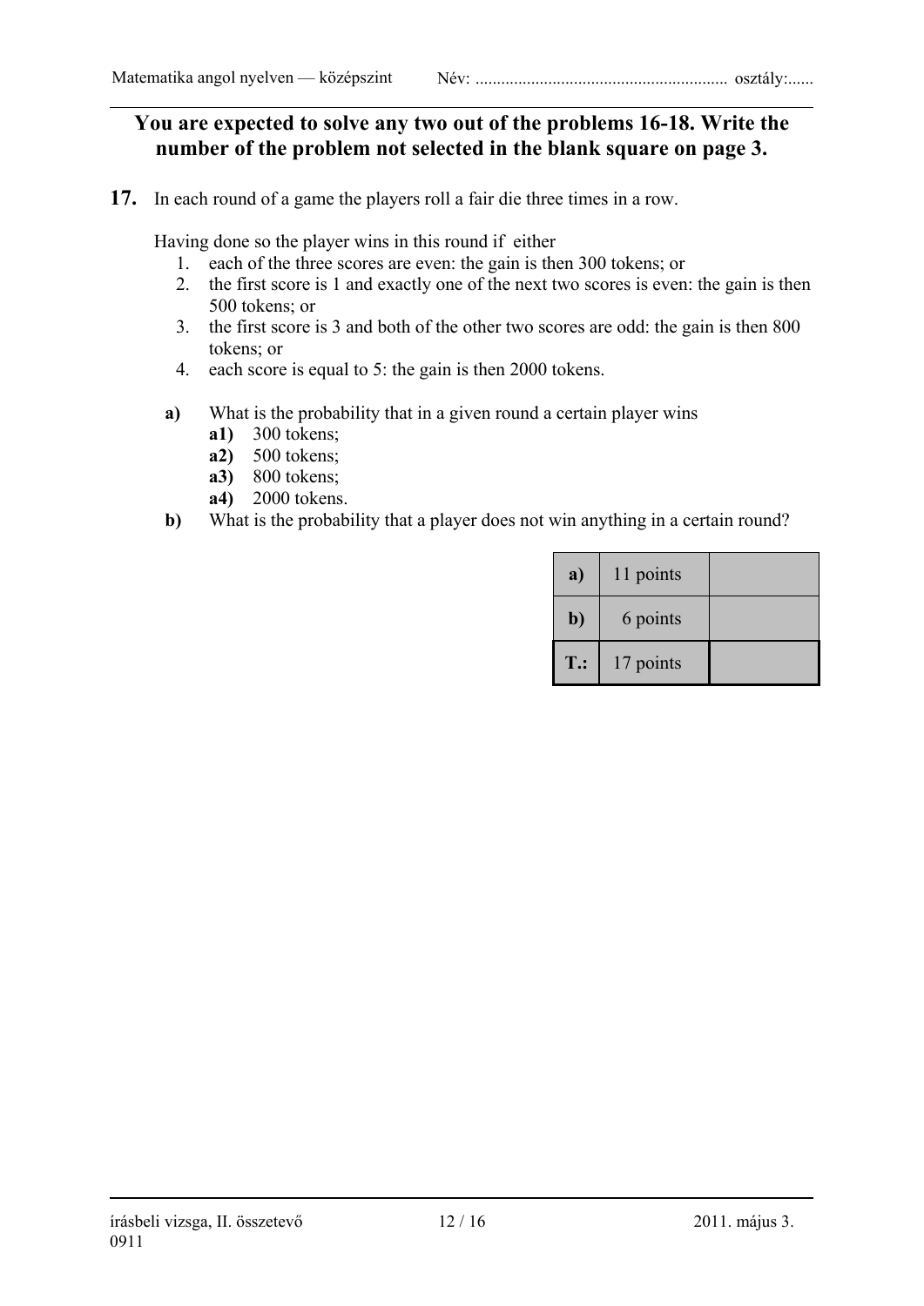**You are expected to solve any two out of the problems 16-18. Write the number of the problem not selected in the blank square on page 3.**

**17.** In each round of a game the players roll a fair die three times in a row.

Having done so the player wins in this round if either

1. each of the three scores are even: the gain is then 300 tokens; or
2. the first score is 1 and exactly one of the next two scores is even: the gain is then 500 tokens; or
3. the first score is 3 and both of the other two scores are odd: the gain is then 800 tokens; or
4. each score is equal to 5: the gain is then 2000 tokens.

**a)** What is the probability that in a given round a certain player wins

- **a1)** 300 tokens;
- **a2)** 500 tokens;
- **a3)** 800 tokens;
- **a4)** 2000 tokens.

**b)** What is the probability that a player does not win anything in a certain round?

| | | |
|---|---|---|
| **a)** | 11 points | |
| **b)** | 6 points | |
| **T.:** | 17 points | |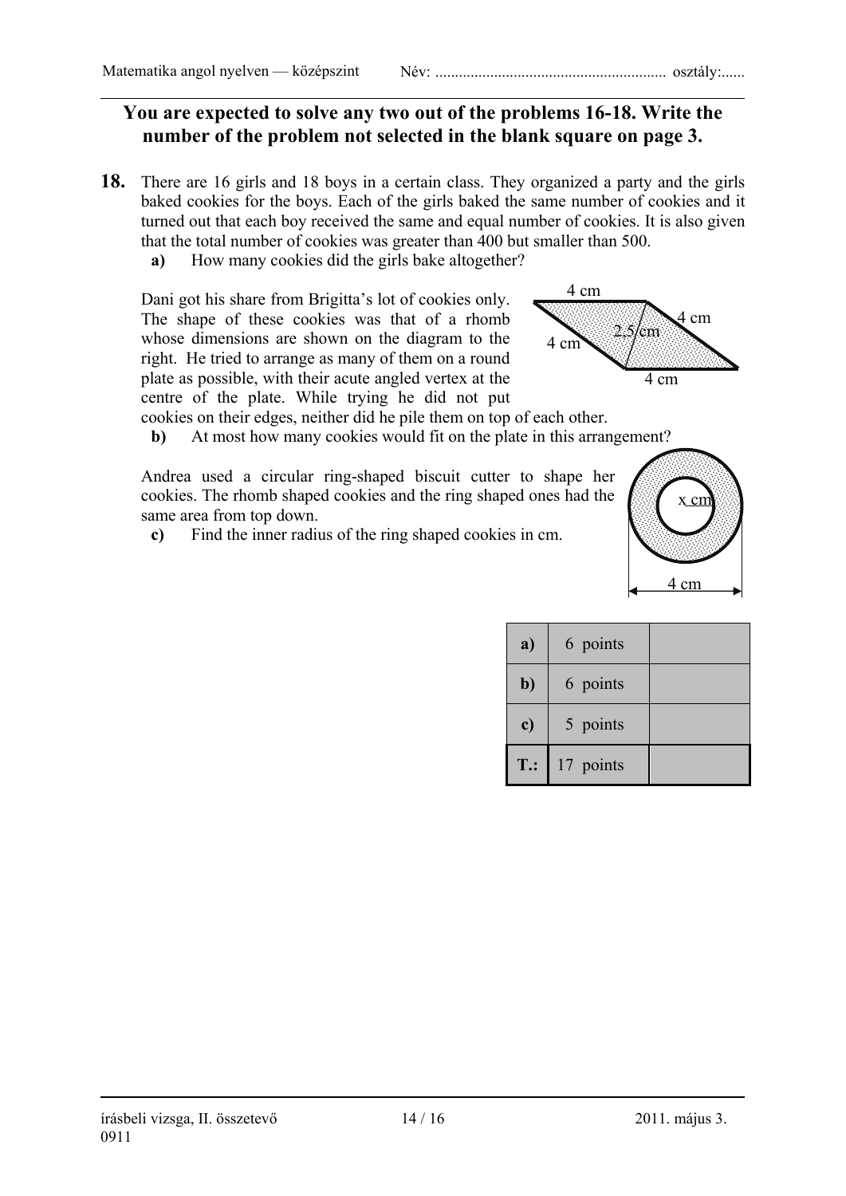**You are expected to solve any two out of the problems 16-18. Write the number of the problem not selected in the blank square on page 3.**

**18.** There are 16 girls and 18 boys in a certain class. They organized a party and the girls baked cookies for the boys. Each of the girls baked the same number of cookies and it turned out that each boy received the same and equal number of cookies. It is also given that the total number of cookies was greater than 400 but smaller than 500.

**a)** How many cookies did the girls bake altogether?

Dani got his share from Brigitta's lot of cookies only. The shape of these cookies was that of a rhomb whose dimensions are shown on the diagram to the right. He tried to arrange as many of them on a round plate as possible, with their acute angled vertex at the centre of the plate. While trying he did not put cookies on their edges, neither did he pile them on top of each other.

4 cm, 4 cm, 4 cm, 4 cm, 2.5 cm

**b)** At most how many cookies would fit on the plate in this arrangement?

Andrea used a circular ring-shaped biscuit cutter to shape her cookies. The rhomb shaped cookies and the ring shaped ones had the same area from top down.

x cm, 4 cm

**c)** Find the inner radius of the ring shaped cookies in cm.

| | | |
|---|---|---|
| **a)** | 6 points | |
| **b)** | 6 points | |
| **c)** | 5 points | |
| **T.:** | 17 points | |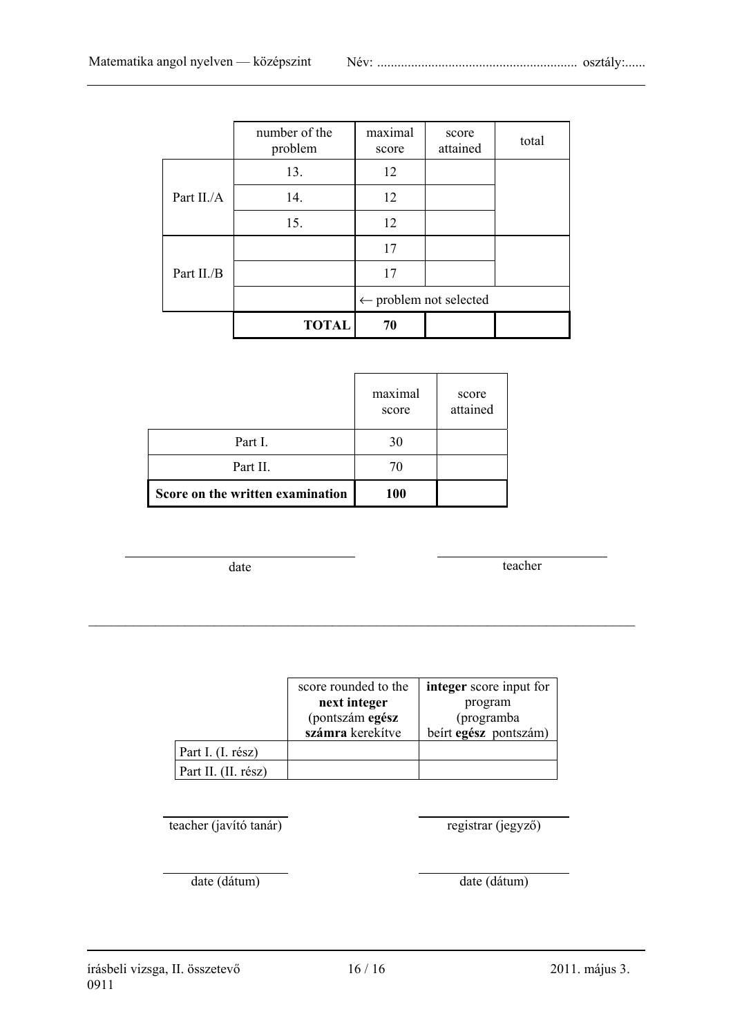| | number of the problem | maximal score | score attained | total |
|---|---|---|---|---|
| Part II./A | 13. | 12 | | |
| | 14. | 12 | | |
| | 15. | 12 | | |
| Part II./B | | 17 | | |
| | | 17 | | |
| | | ← problem not selected | | |
| | **TOTAL** | **70** | | |

| | maximal score | score attained |
|---|---|---|
| Part I. | 30 | |
| Part II. | 70 | |
| **Score on the written examination** | **100** | |

date

teacher

---

| | score rounded to the **next integer** (pontszám **egész számra** kerekítve | **integer** score input for program (programba beírt **egész** pontszám) |
|---|---|---|
| Part I. (I. rész) | | |
| Part II. (II. rész) | | |

teacher (javító tanár)

registrar (jegyző)

date (dátum)

date (dátum)